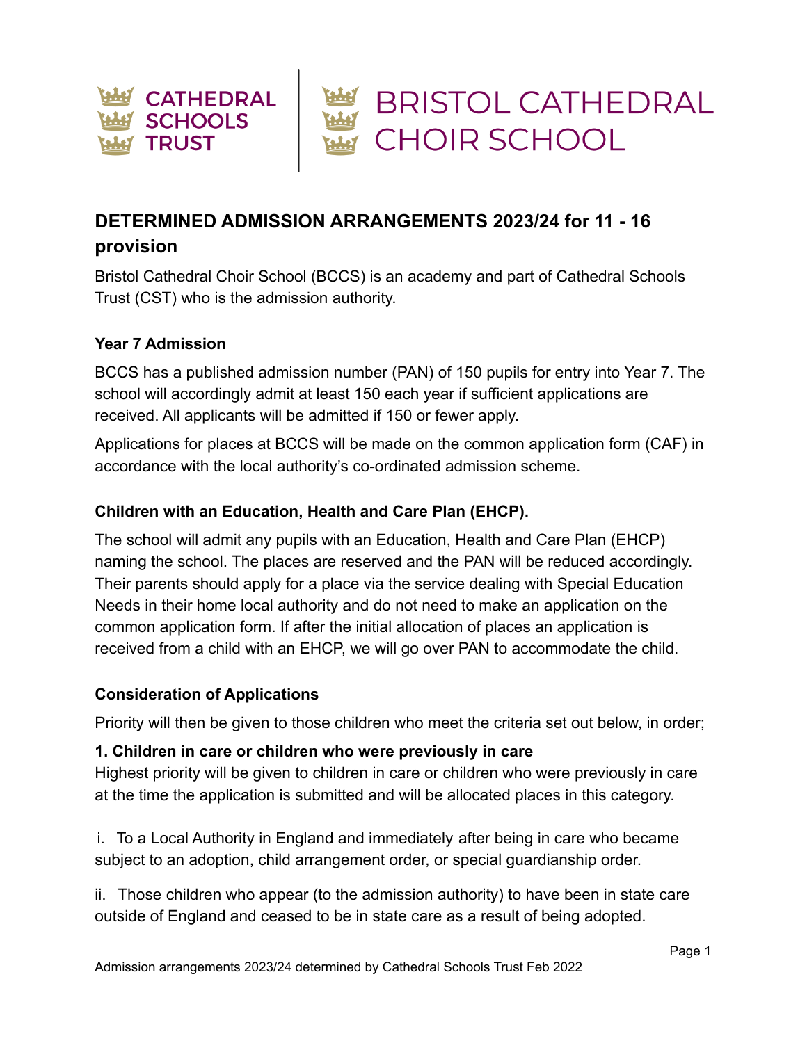CATHEDRAL SCHOOLS TRUST | BRISTOL CATHEDRAL CHOIR SCHOOL

## DETERMINED ADMISSION ARRANGEMENTS 2023/24 for 11 - 16 provision

Bristol Cathedral Choir School (BCCS) is an academy and part of Cathedral Schools Trust (CST) who is the admission authority.

### Year 7 Admission

BCCS has a published admission number (PAN) of 150 pupils for entry into Year 7. The school will accordingly admit at least 150 each year if sufficient applications are received. All applicants will be admitted if 150 or fewer apply.

Applications for places at BCCS will be made on the common application form (CAF) in accordance with the local authority's co-ordinated admission scheme.

### Children with an Education, Health and Care Plan (EHCP).

The school will admit any pupils with an Education, Health and Care Plan (EHCP) naming the school. The places are reserved and the PAN will be reduced accordingly. Their parents should apply for a place via the service dealing with Special Education Needs in their home local authority and do not need to make an application on the common application form. If after the initial allocation of places an application is received from a child with an EHCP, we will go over PAN to accommodate the child.

### Consideration of Applications

Priority will then be given to those children who meet the criteria set out below, in order;

**1. Children in care or children who were previously in care**
Highest priority will be given to children in care or children who were previously in care at the time the application is submitted and will be allocated places in this category.

i. To a Local Authority in England and immediately after being in care who became subject to an adoption, child arrangement order, or special guardianship order.

ii. Those children who appear (to the admission authority) to have been in state care outside of England and ceased to be in state care as a result of being adopted.

Admission arrangements 2023/24 determined by Cathedral Schools Trust Feb 2022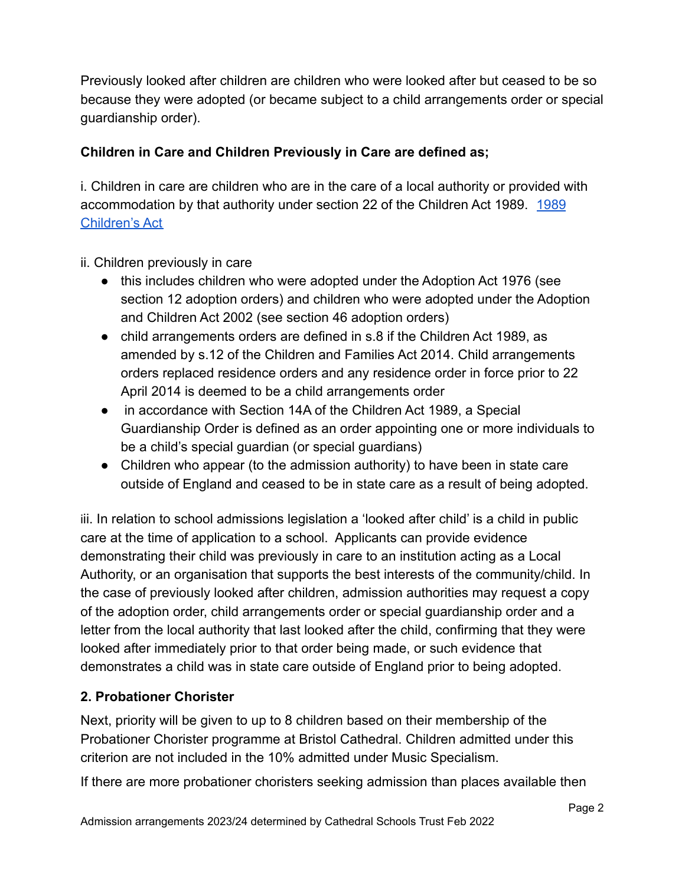Previously looked after children are children who were looked after but ceased to be so because they were adopted (or became subject to a child arrangements order or special guardianship order).

**Children in Care and Children Previously in Care are defined as;**

i. Children in care are children who are in the care of a local authority or provided with accommodation by that authority under section 22 of the Children Act 1989. [1989 Children's Act]

ii. Children previously in care

- this includes children who were adopted under the Adoption Act 1976 (see section 12 adoption orders) and children who were adopted under the Adoption and Children Act 2002 (see section 46 adoption orders)
- child arrangements orders are defined in s.8 if the Children Act 1989, as amended by s.12 of the Children and Families Act 2014. Child arrangements orders replaced residence orders and any residence order in force prior to 22 April 2014 is deemed to be a child arrangements order
- in accordance with Section 14A of the Children Act 1989, a Special Guardianship Order is defined as an order appointing one or more individuals to be a child's special guardian (or special guardians)
- Children who appear (to the admission authority) to have been in state care outside of England and ceased to be in state care as a result of being adopted.

iii. In relation to school admissions legislation a 'looked after child' is a child in public care at the time of application to a school. Applicants can provide evidence demonstrating their child was previously in care to an institution acting as a Local Authority, or an organisation that supports the best interests of the community/child. In the case of previously looked after children, admission authorities may request a copy of the adoption order, child arrangements order or special guardianship order and a letter from the local authority that last looked after the child, confirming that they were looked after immediately prior to that order being made, or such evidence that demonstrates a child was in state care outside of England prior to being adopted.

**2. Probationer Chorister**

Next, priority will be given to up to 8 children based on their membership of the Probationer Chorister programme at Bristol Cathedral. Children admitted under this criterion are not included in the 10% admitted under Music Specialism.

If there are more probationer choristers seeking admission than places available then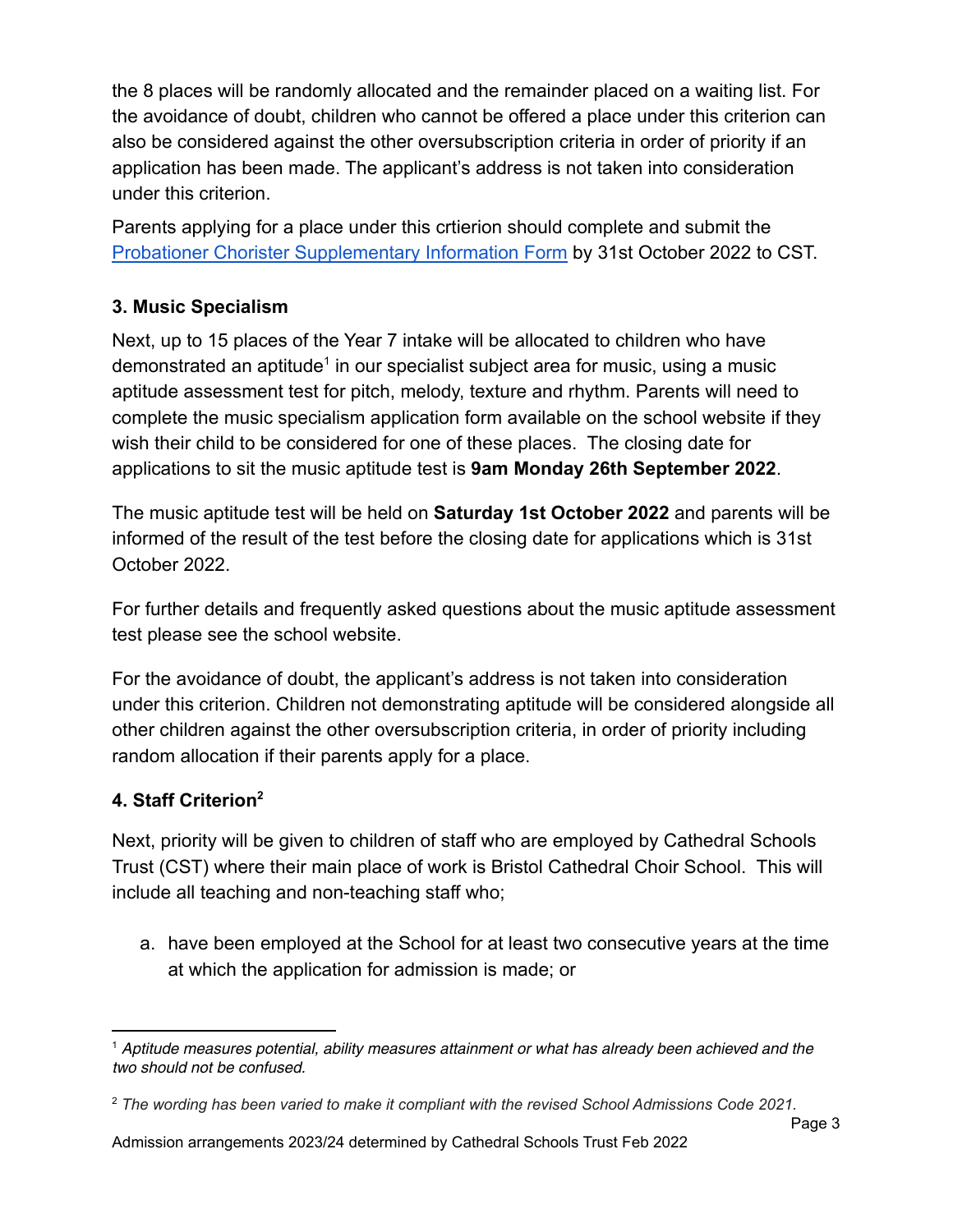the 8 places will be randomly allocated and the remainder placed on a waiting list. For the avoidance of doubt, children who cannot be offered a place under this criterion can also be considered against the other oversubscription criteria in order of priority if an application has been made. The applicant's address is not taken into consideration under this criterion.

Parents applying for a place under this crtierion should complete and submit the [Probationer Chorister Supplementary Information Form]() by 31st October 2022 to CST.

### 3. Music Specialism

Next, up to 15 places of the Year 7 intake will be allocated to children who have demonstrated an aptitude[1] in our specialist subject area for music, using a music aptitude assessment test for pitch, melody, texture and rhythm. Parents will need to complete the music specialism application form available on the school website if they wish their child to be considered for one of these places. The closing date for applications to sit the music aptitude test is **9am Monday 26th September 2022**.

The music aptitude test will be held on **Saturday 1st October 2022** and parents will be informed of the result of the test before the closing date for applications which is 31st October 2022.

For further details and frequently asked questions about the music aptitude assessment test please see the school website.

For the avoidance of doubt, the applicant's address is not taken into consideration under this criterion. Children not demonstrating aptitude will be considered alongside all other children against the other oversubscription criteria, in order of priority including random allocation if their parents apply for a place.

### 4. Staff Criterion[2]

Next, priority will be given to children of staff who are employed by Cathedral Schools Trust (CST) where their main place of work is Bristol Cathedral Choir School. This will include all teaching and non-teaching staff who;

a. have been employed at the School for at least two consecutive years at the time at which the application for admission is made; or

---

[1] *Aptitude measures potential, ability measures attainment or what has already been achieved and the two should not be confused.*

[2] *The wording has been varied to make it compliant with the revised School Admissions Code 2021.*

Admission arrangements 2023/24 determined by Cathedral Schools Trust Feb 2022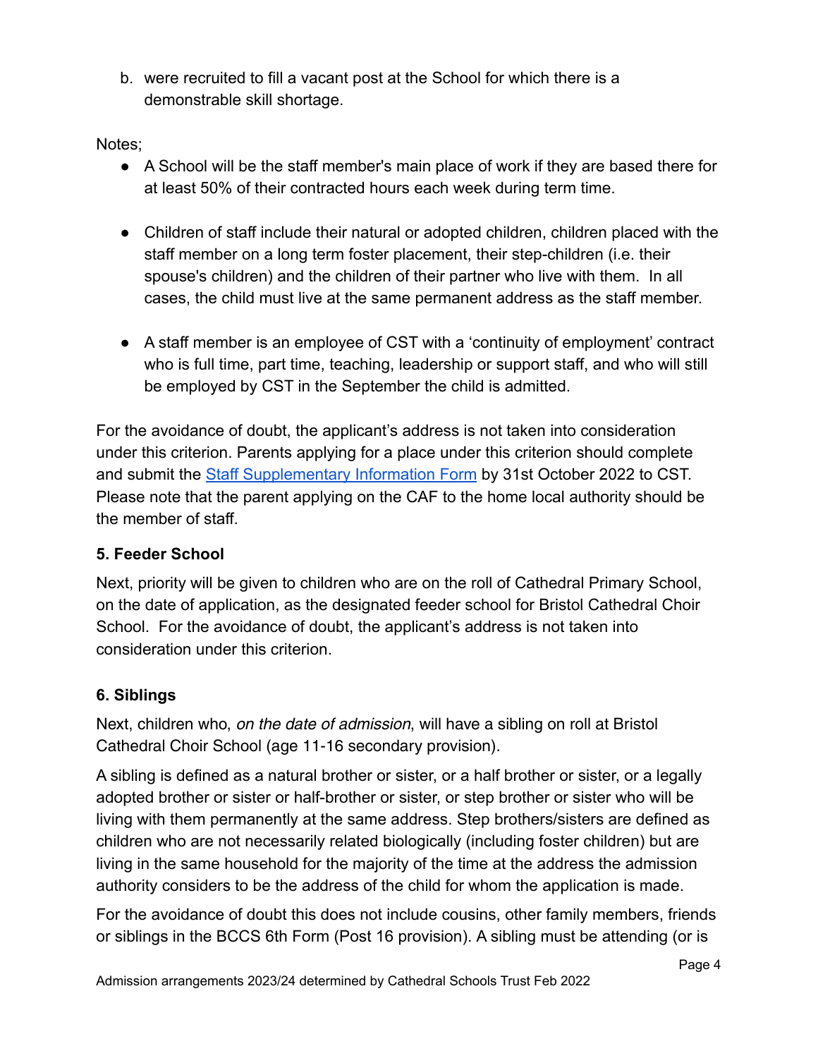b. were recruited to fill a vacant post at the School for which there is a demonstrable skill shortage.

Notes;

- A School will be the staff member's main place of work if they are based there for at least 50% of their contracted hours each week during term time.

- Children of staff include their natural or adopted children, children placed with the staff member on a long term foster placement, their step-children (i.e. their spouse's children) and the children of their partner who live with them. In all cases, the child must live at the same permanent address as the staff member.

- A staff member is an employee of CST with a 'continuity of employment' contract who is full time, part time, teaching, leadership or support staff, and who will still be employed by CST in the September the child is admitted.

For the avoidance of doubt, the applicant's address is not taken into consideration under this criterion. Parents applying for a place under this criterion should complete and submit the Staff Supplementary Information Form by 31st October 2022 to CST. Please note that the parent applying on the CAF to the home local authority should be the member of staff.

**5. Feeder School**

Next, priority will be given to children who are on the roll of Cathedral Primary School, on the date of application, as the designated feeder school for Bristol Cathedral Choir School. For the avoidance of doubt, the applicant's address is not taken into consideration under this criterion.

**6. Siblings**

Next, children who, *on the date of admission*, will have a sibling on roll at Bristol Cathedral Choir School (age 11-16 secondary provision).

A sibling is defined as a natural brother or sister, or a half brother or sister, or a legally adopted brother or sister or half-brother or sister, or step brother or sister who will be living with them permanently at the same address. Step brothers/sisters are defined as children who are not necessarily related biologically (including foster children) but are living in the same household for the majority of the time at the address the admission authority considers to be the address of the child for whom the application is made.

For the avoidance of doubt this does not include cousins, other family members, friends or siblings in the BCCS 6th Form (Post 16 provision). A sibling must be attending (or is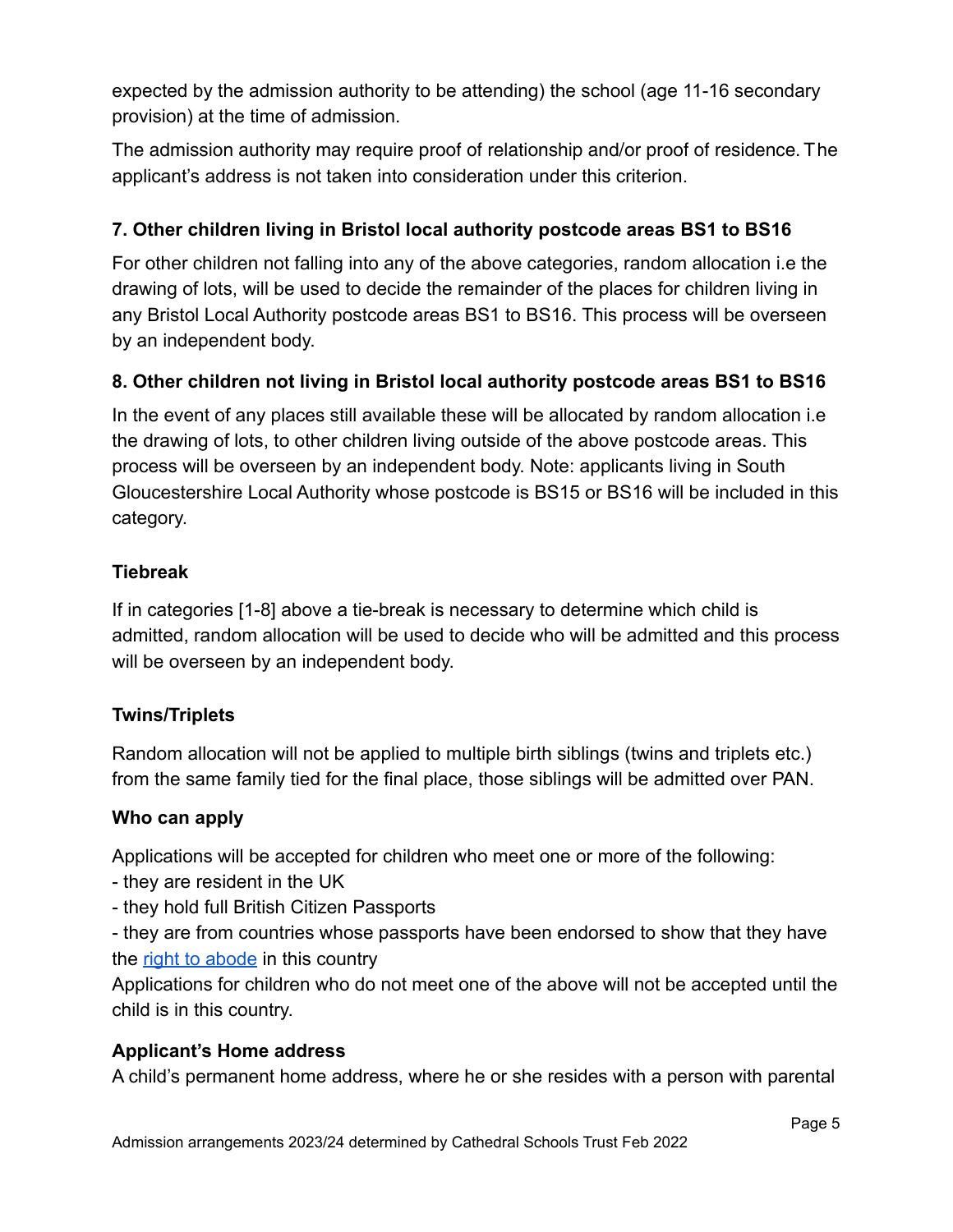expected by the admission authority to be attending) the school (age 11-16 secondary provision) at the time of admission.

The admission authority may require proof of relationship and/or proof of residence. The applicant's address is not taken into consideration under this criterion.

**7. Other children living in Bristol local authority postcode areas BS1 to BS16**

For other children not falling into any of the above categories, random allocation i.e the drawing of lots, will be used to decide the remainder of the places for children living in any Bristol Local Authority postcode areas BS1 to BS16. This process will be overseen by an independent body.

**8. Other children not living in Bristol local authority postcode areas BS1 to BS16**

In the event of any places still available these will be allocated by random allocation i.e the drawing of lots, to other children living outside of the above postcode areas. This process will be overseen by an independent body. Note: applicants living in South Gloucestershire Local Authority whose postcode is BS15 or BS16 will be included in this category.

**Tiebreak**

If in categories [1-8] above a tie-break is necessary to determine which child is admitted, random allocation will be used to decide who will be admitted and this process will be overseen by an independent body.

**Twins/Triplets**

Random allocation will not be applied to multiple birth siblings (twins and triplets etc.) from the same family tied for the final place, those siblings will be admitted over PAN.

**Who can apply**

Applications will be accepted for children who meet one or more of the following:
- they are resident in the UK
- they hold full British Citizen Passports
- they are from countries whose passports have been endorsed to show that they have the right to abode in this country

Applications for children who do not meet one of the above will not be accepted until the child is in this country.

**Applicant's Home address**

A child's permanent home address, where he or she resides with a person with parental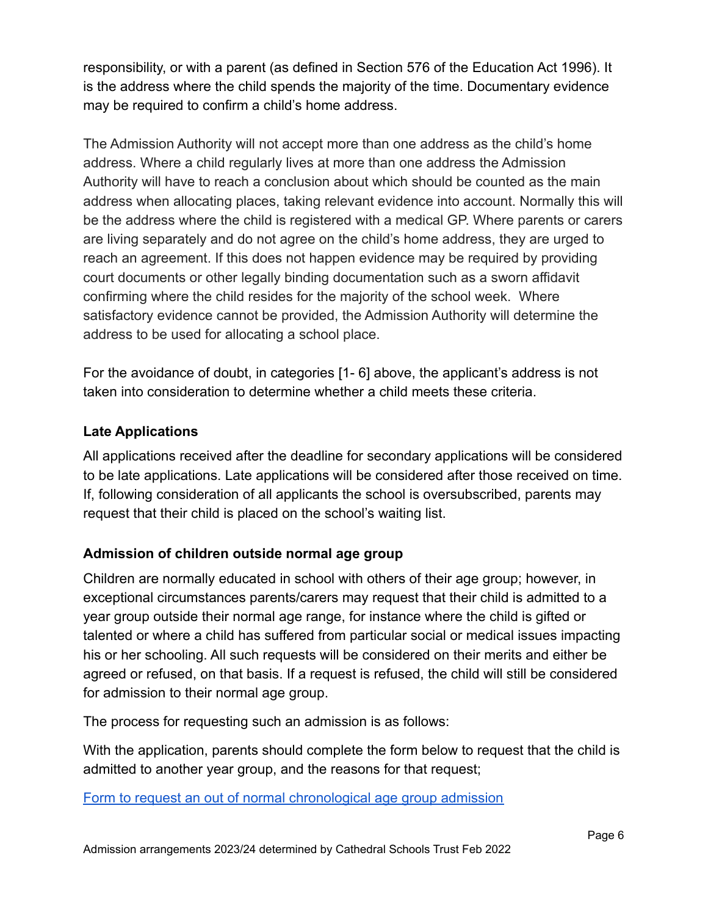responsibility, or with a parent (as defined in Section 576 of the Education Act 1996). It is the address where the child spends the majority of the time. Documentary evidence may be required to confirm a child's home address.

The Admission Authority will not accept more than one address as the child's home address. Where a child regularly lives at more than one address the Admission Authority will have to reach a conclusion about which should be counted as the main address when allocating places, taking relevant evidence into account. Normally this will be the address where the child is registered with a medical GP. Where parents or carers are living separately and do not agree on the child's home address, they are urged to reach an agreement. If this does not happen evidence may be required by providing court documents or other legally binding documentation such as a sworn affidavit confirming where the child resides for the majority of the school week. Where satisfactory evidence cannot be provided, the Admission Authority will determine the address to be used for allocating a school place.

For the avoidance of doubt, in categories [1- 6] above, the applicant's address is not taken into consideration to determine whether a child meets these criteria.

### Late Applications

All applications received after the deadline for secondary applications will be considered to be late applications. Late applications will be considered after those received on time. If, following consideration of all applicants the school is oversubscribed, parents may request that their child is placed on the school's waiting list.

### Admission of children outside normal age group

Children are normally educated in school with others of their age group; however, in exceptional circumstances parents/carers may request that their child is admitted to a year group outside their normal age range, for instance where the child is gifted or talented or where a child has suffered from particular social or medical issues impacting his or her schooling. All such requests will be considered on their merits and either be agreed or refused, on that basis. If a request is refused, the child will still be considered for admission to their normal age group.

The process for requesting such an admission is as follows:

With the application, parents should complete the form below to request that the child is admitted to another year group, and the reasons for that request;

[Form to request an out of normal chronological age group admission]()

Admission arrangements 2023/24 determined by Cathedral Schools Trust Feb 2022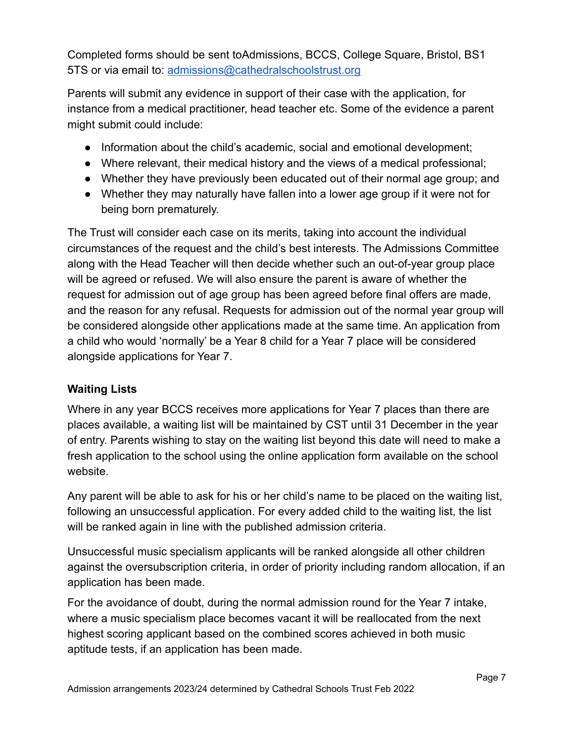Completed forms should be sent toAdmissions, BCCS, College Square, Bristol, BS1 5TS or via email to: admissions@cathedralschoolstrust.org

Parents will submit any evidence in support of their case with the application, for instance from a medical practitioner, head teacher etc. Some of the evidence a parent might submit could include:

- Information about the child's academic, social and emotional development;
- Where relevant, their medical history and the views of a medical professional;
- Whether they have previously been educated out of their normal age group; and
- Whether they may naturally have fallen into a lower age group if it were not for being born prematurely.

The Trust will consider each case on its merits, taking into account the individual circumstances of the request and the child's best interests. The Admissions Committee along with the Head Teacher will then decide whether such an out-of-year group place will be agreed or refused. We will also ensure the parent is aware of whether the request for admission out of age group has been agreed before final offers are made, and the reason for any refusal. Requests for admission out of the normal year group will be considered alongside other applications made at the same time. An application from a child who would 'normally' be a Year 8 child for a Year 7 place will be considered alongside applications for Year 7.

**Waiting Lists**

Where in any year BCCS receives more applications for Year 7 places than there are places available, a waiting list will be maintained by CST until 31 December in the year of entry. Parents wishing to stay on the waiting list beyond this date will need to make a fresh application to the school using the online application form available on the school website.

Any parent will be able to ask for his or her child's name to be placed on the waiting list, following an unsuccessful application. For every added child to the waiting list, the list will be ranked again in line with the published admission criteria.

Unsuccessful music specialism applicants will be ranked alongside all other children against the oversubscription criteria, in order of priority including random allocation, if an application has been made.

For the avoidance of doubt, during the normal admission round for the Year 7 intake, where a music specialism place becomes vacant it will be reallocated from the next highest scoring applicant based on the combined scores achieved in both music aptitude tests, if an application has been made.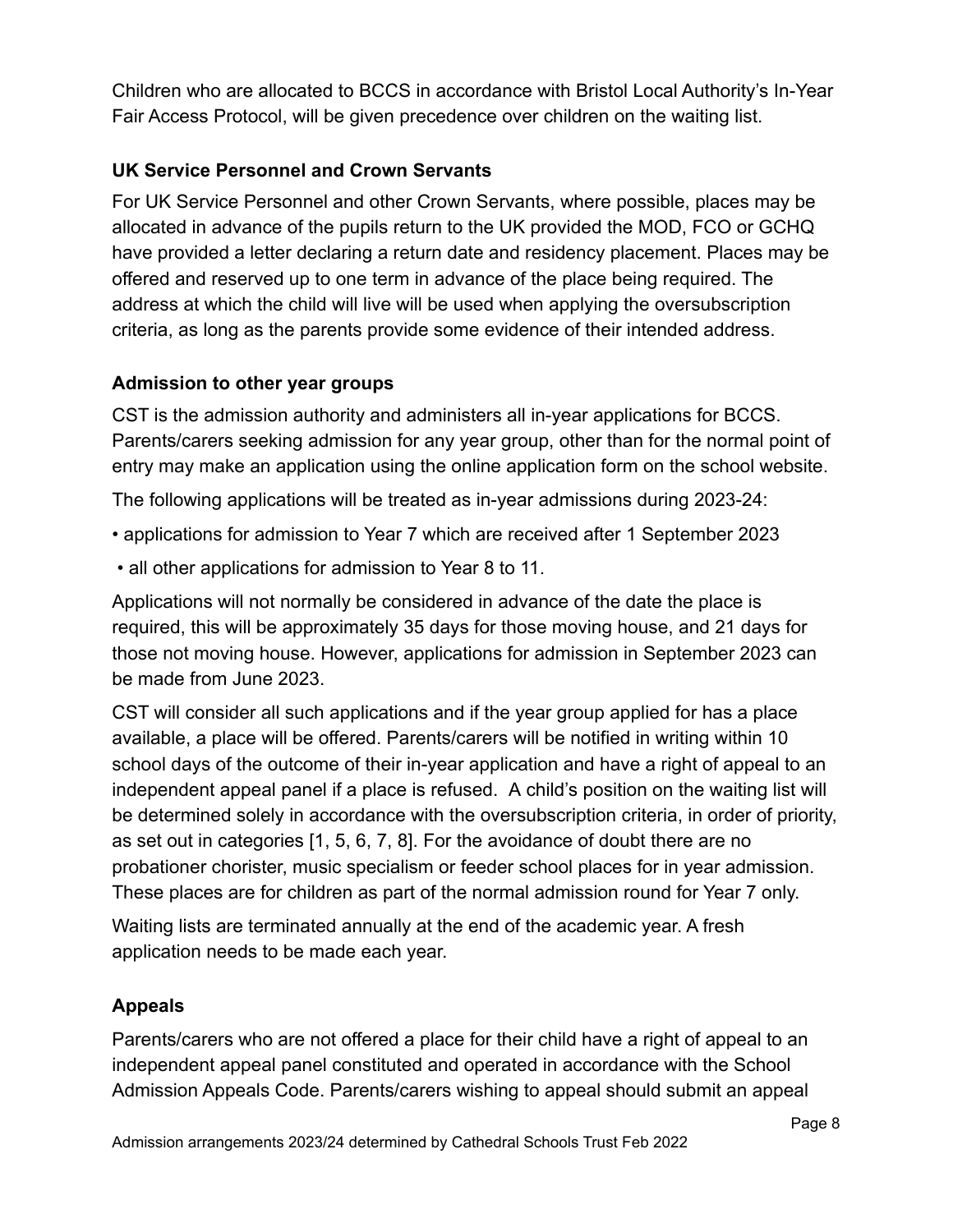Children who are allocated to BCCS in accordance with Bristol Local Authority's In-Year Fair Access Protocol, will be given precedence over children on the waiting list.

### UK Service Personnel and Crown Servants

For UK Service Personnel and other Crown Servants, where possible, places may be allocated in advance of the pupils return to the UK provided the MOD, FCO or GCHQ have provided a letter declaring a return date and residency placement. Places may be offered and reserved up to one term in advance of the place being required. The address at which the child will live will be used when applying the oversubscription criteria, as long as the parents provide some evidence of their intended address.

### Admission to other year groups

CST is the admission authority and administers all in-year applications for BCCS. Parents/carers seeking admission for any year group, other than for the normal point of entry may make an application using the online application form on the school website.

The following applications will be treated as in-year admissions during 2023-24:

- applications for admission to Year 7 which are received after 1 September 2023
- all other applications for admission to Year 8 to 11.

Applications will not normally be considered in advance of the date the place is required, this will be approximately 35 days for those moving house, and 21 days for those not moving house. However, applications for admission in September 2023 can be made from June 2023.

CST will consider all such applications and if the year group applied for has a place available, a place will be offered. Parents/carers will be notified in writing within 10 school days of the outcome of their in-year application and have a right of appeal to an independent appeal panel if a place is refused. A child's position on the waiting list will be determined solely in accordance with the oversubscription criteria, in order of priority, as set out in categories [1, 5, 6, 7, 8]. For the avoidance of doubt there are no probationer chorister, music specialism or feeder school places for in year admission. These places are for children as part of the normal admission round for Year 7 only.

Waiting lists are terminated annually at the end of the academic year. A fresh application needs to be made each year.

### Appeals

Parents/carers who are not offered a place for their child have a right of appeal to an independent appeal panel constituted and operated in accordance with the School Admission Appeals Code. Parents/carers wishing to appeal should submit an appeal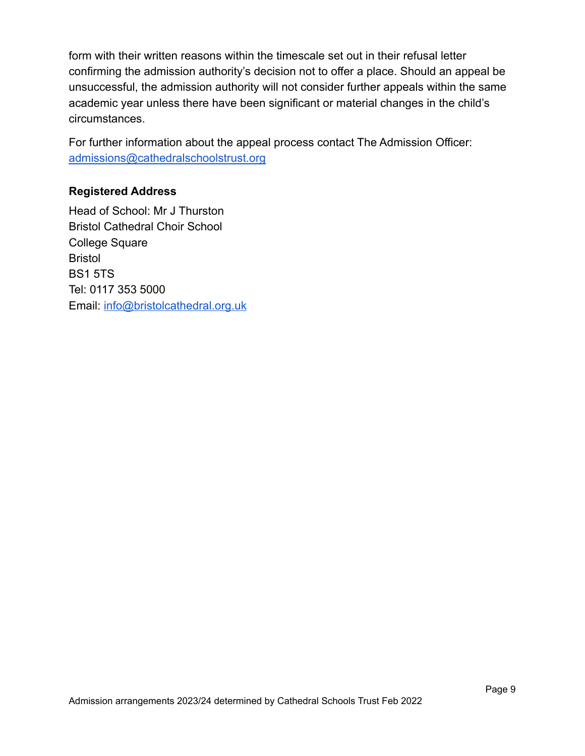form with their written reasons within the timescale set out in their refusal letter confirming the admission authority's decision not to offer a place. Should an appeal be unsuccessful, the admission authority will not consider further appeals within the same academic year unless there have been significant or material changes in the child's circumstances.

For further information about the appeal process contact The Admission Officer: admissions@cathedralschoolstrust.org

**Registered Address**

Head of School: Mr J Thurston
Bristol Cathedral Choir School
College Square
Bristol
BS1 5TS
Tel: 0117 353 5000
Email: info@bristolcathedral.org.uk